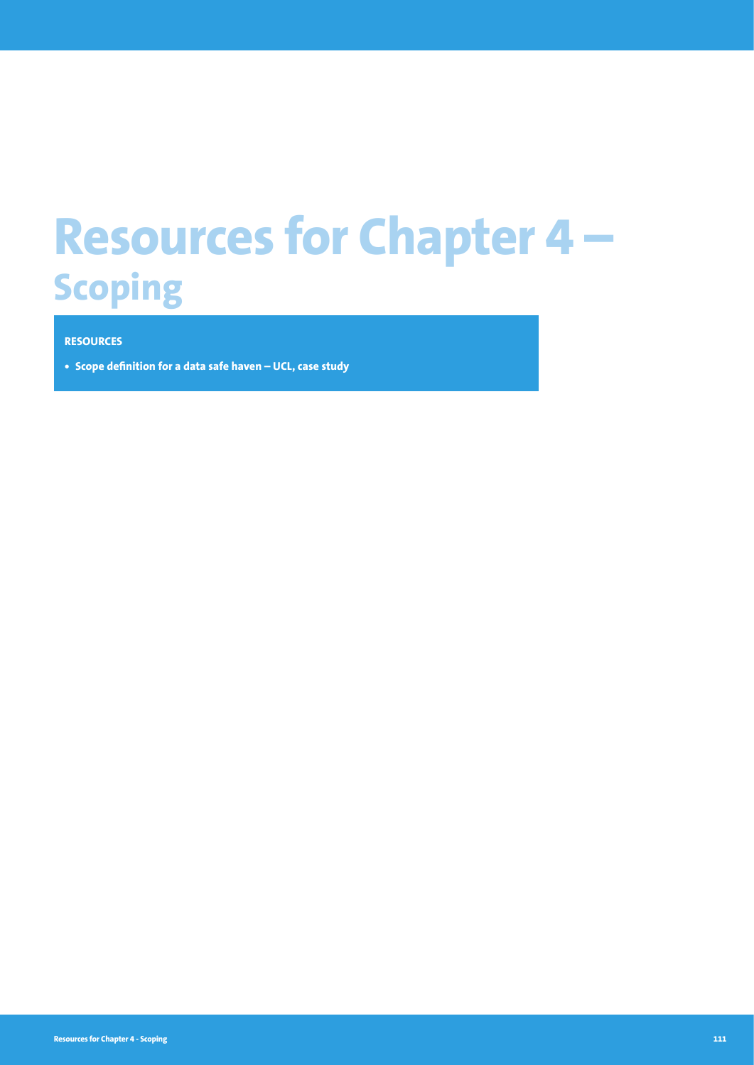# Resources for Chapter 4 – Scoping

**RESOURCES**

- **Scope definition for a data safe haven – UCL, case study**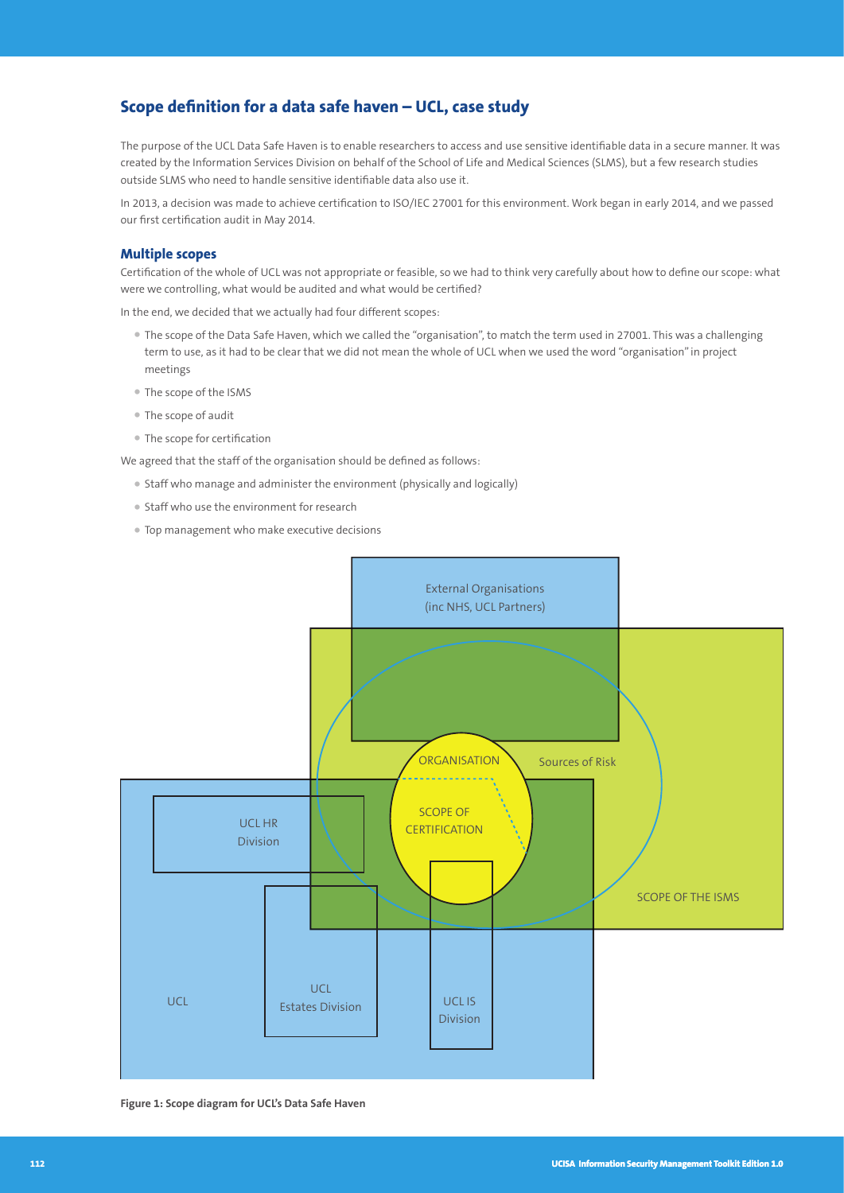## Scope definition for a data safe haven – UCL, case study

The purpose of the UCL Data Safe Haven is to enable researchers to access and use sensitive identifiable data in a secure manner. It was created by the Information Services Division on behalf of the School of Life and Medical Sciences (SLMS), but a few research studies outside SLMS who need to handle sensitive identifiable data also use it.

In 2013, a decision was made to achieve certification to ISO/IEC 27001 for this environment. Work began in early 2014, and we passed our first certification audit in May 2014.

### Multiple scopes

Certification of the whole of UCL was not appropriate or feasible, so we had to think very carefully about how to define our scope: what were we controlling, what would be audited and what would be certified?

In the end, we decided that we actually had four different scopes:

- The scope of the Data Safe Haven, which we called the "organisation", to match the term used in 27001. This was a challenging term to use, as it had to be clear that we did not mean the whole of UCL when we used the word "organisation" in project meetings
- The scope of the ISMS
- The scope of audit
- The scope for certification

We agreed that the staff of the organisation should be defined as follows:

- Staff who manage and administer the environment (physically and logically)
- Staff who use the environment for research
- Top management who make executive decisions

External Organisations (inc NHS, UCL Partners)

ORGANISATION

Sources of Risk

SCOPE OF CERTIFICATION

UCL HR Division

SCOPE OF THE ISMS

UCL

UCL Estates Division

UCL IS Division

**Figure 1: Scope diagram for UCL's Data Safe Haven**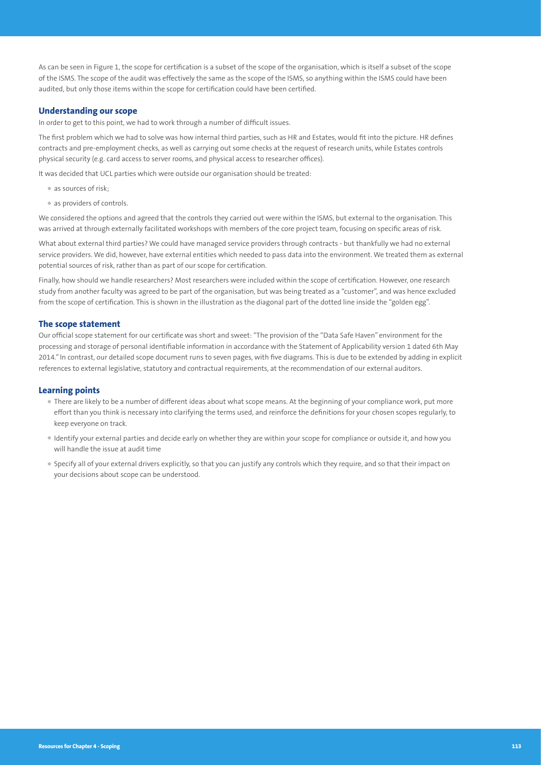As can be seen in Figure 1, the scope for certification is a subset of the scope of the organisation, which is itself a subset of the scope of the ISMS. The scope of the audit was effectively the same as the scope of the ISMS, so anything within the ISMS could have been audited, but only those items within the scope for certification could have been certified.

## Understanding our scope

In order to get to this point, we had to work through a number of difficult issues.

The first problem which we had to solve was how internal third parties, such as HR and Estates, would fit into the picture. HR defines contracts and pre-employment checks, as well as carrying out some checks at the request of research units, while Estates controls physical security (e.g. card access to server rooms, and physical access to researcher offices).

It was decided that UCL parties which were outside our organisation should be treated:

- as sources of risk;
- as providers of controls.

We considered the options and agreed that the controls they carried out were within the ISMS, but external to the organisation. This was arrived at through externally facilitated workshops with members of the core project team, focusing on specific areas of risk.

What about external third parties? We could have managed service providers through contracts - but thankfully we had no external service providers. We did, however, have external entities which needed to pass data into the environment. We treated them as external potential sources of risk, rather than as part of our scope for certification.

Finally, how should we handle researchers? Most researchers were included within the scope of certification. However, one research study from another faculty was agreed to be part of the organisation, but was being treated as a "customer", and was hence excluded from the scope of certification. This is shown in the illustration as the diagonal part of the dotted line inside the "golden egg".

## The scope statement

Our official scope statement for our certificate was short and sweet: "The provision of the "Data Safe Haven" environment for the processing and storage of personal identifiable information in accordance with the Statement of Applicability version 1 dated 6th May 2014." In contrast, our detailed scope document runs to seven pages, with five diagrams. This is due to be extended by adding in explicit references to external legislative, statutory and contractual requirements, at the recommendation of our external auditors.

## Learning points

- There are likely to be a number of different ideas about what scope means. At the beginning of your compliance work, put more effort than you think is necessary into clarifying the terms used, and reinforce the definitions for your chosen scopes regularly, to keep everyone on track.
- Identify your external parties and decide early on whether they are within your scope for compliance or outside it, and how you will handle the issue at audit time
- Specify all of your external drivers explicitly, so that you can justify any controls which they require, and so that their impact on your decisions about scope can be understood.